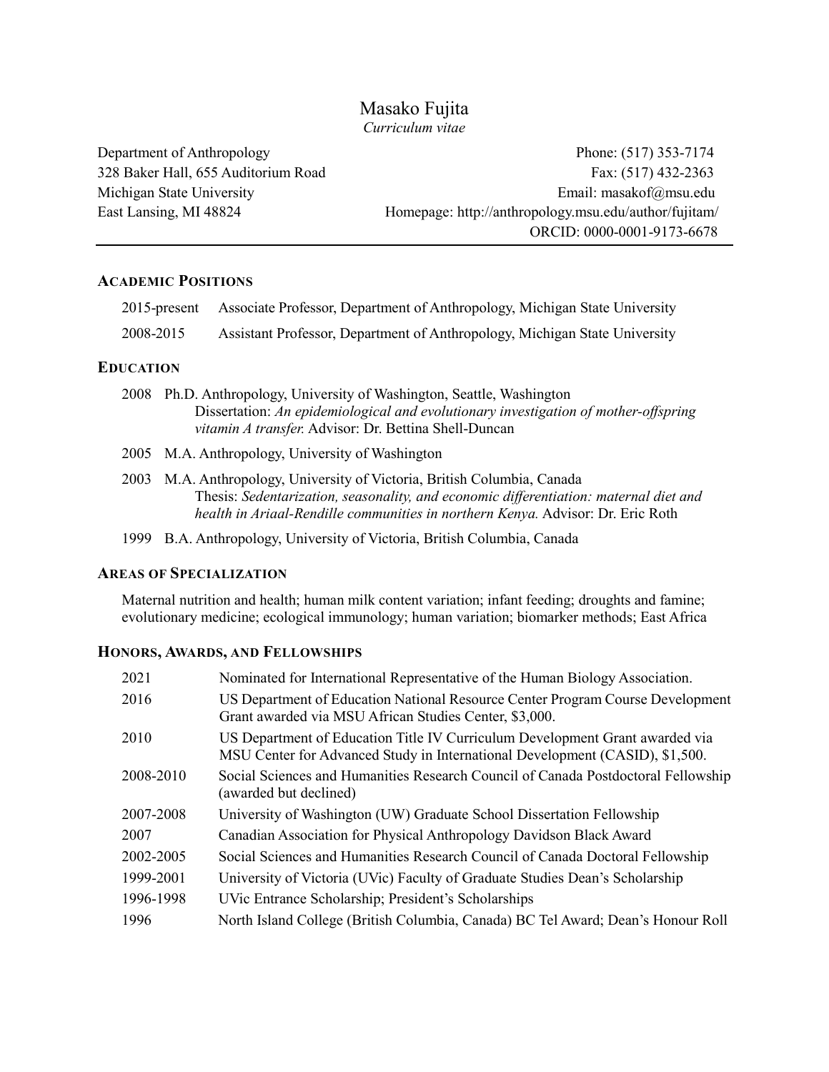# Masako Fujita

*Curriculum vitae*

Department of Anthropology
328 Baker Hall, 655 Auditorium Road
Michigan State University
East Lansing, MI 48824

Phone: (517) 353-7174
Fax: (517) 432-2363
Email: masakof@msu.edu
Homepage: http://anthropology.msu.edu/author/fujitam/
ORCID: 0000-0001-9173-6678

---

## ACADEMIC POSITIONS

| | |
|---|---|
| 2015-present | Associate Professor, Department of Anthropology, Michigan State University |
| 2008-2015 | Assistant Professor, Department of Anthropology, Michigan State University |

## EDUCATION

2008 Ph.D. Anthropology, University of Washington, Seattle, Washington
Dissertation: *An epidemiological and evolutionary investigation of mother-offspring vitamin A transfer.* Advisor: Dr. Bettina Shell-Duncan

2005 M.A. Anthropology, University of Washington

2003 M.A. Anthropology, University of Victoria, British Columbia, Canada
Thesis: *Sedentarization, seasonality, and economic differentiation: maternal diet and health in Ariaal-Rendille communities in northern Kenya.* Advisor: Dr. Eric Roth

1999 B.A. Anthropology, University of Victoria, British Columbia, Canada

## AREAS OF SPECIALIZATION

Maternal nutrition and health; human milk content variation; infant feeding; droughts and famine; evolutionary medicine; ecological immunology; human variation; biomarker methods; East Africa

## HONORS, AWARDS, AND FELLOWSHIPS

| | |
|---|---|
| 2021 | Nominated for International Representative of the Human Biology Association. |
| 2016 | US Department of Education National Resource Center Program Course Development Grant awarded via MSU African Studies Center, $3,000. |
| 2010 | US Department of Education Title IV Curriculum Development Grant awarded via MSU Center for Advanced Study in International Development (CASID), $1,500. |
| 2008-2010 | Social Sciences and Humanities Research Council of Canada Postdoctoral Fellowship (awarded but declined) |
| 2007-2008 | University of Washington (UW) Graduate School Dissertation Fellowship |
| 2007 | Canadian Association for Physical Anthropology Davidson Black Award |
| 2002-2005 | Social Sciences and Humanities Research Council of Canada Doctoral Fellowship |
| 1999-2001 | University of Victoria (UVic) Faculty of Graduate Studies Dean's Scholarship |
| 1996-1998 | UVic Entrance Scholarship; President's Scholarships |
| 1996 | North Island College (British Columbia, Canada) BC Tel Award; Dean's Honour Roll |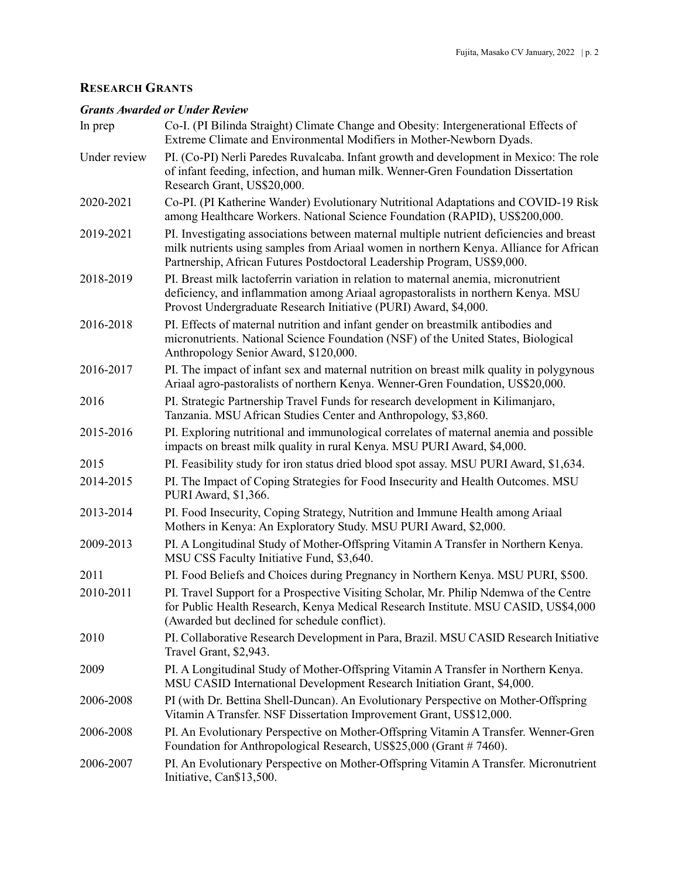## RESEARCH GRANTS

### *Grants Awarded or Under Review*

| | |
|---|---|
| In prep | Co-I. (PI Bilinda Straight) Climate Change and Obesity: Intergenerational Effects of Extreme Climate and Environmental Modifiers in Mother-Newborn Dyads. |
| Under review | PI. (Co-PI) Nerli Paredes Ruvalcaba. Infant growth and development in Mexico: The role of infant feeding, infection, and human milk. Wenner-Gren Foundation Dissertation Research Grant, US$20,000. |
| 2020-2021 | Co-PI. (PI Katherine Wander) Evolutionary Nutritional Adaptations and COVID-19 Risk among Healthcare Workers. National Science Foundation (RAPID), US$200,000. |
| 2019-2021 | PI. Investigating associations between maternal multiple nutrient deficiencies and breast milk nutrients using samples from Ariaal women in northern Kenya. Alliance for African Partnership, African Futures Postdoctoral Leadership Program, US$9,000. |
| 2018-2019 | PI. Breast milk lactoferrin variation in relation to maternal anemia, micronutrient deficiency, and inflammation among Ariaal agropastoralists in northern Kenya. MSU Provost Undergraduate Research Initiative (PURI) Award, $4,000. |
| 2016-2018 | PI. Effects of maternal nutrition and infant gender on breastmilk antibodies and micronutrients. National Science Foundation (NSF) of the United States, Biological Anthropology Senior Award, $120,000. |
| 2016-2017 | PI. The impact of infant sex and maternal nutrition on breast milk quality in polygynous Ariaal agro-pastoralists of northern Kenya. Wenner-Gren Foundation, US$20,000. |
| 2016 | PI. Strategic Partnership Travel Funds for research development in Kilimanjaro, Tanzania. MSU African Studies Center and Anthropology, $3,860. |
| 2015-2016 | PI. Exploring nutritional and immunological correlates of maternal anemia and possible impacts on breast milk quality in rural Kenya. MSU PURI Award, $4,000. |
| 2015 | PI. Feasibility study for iron status dried blood spot assay. MSU PURI Award, $1,634. |
| 2014-2015 | PI. The Impact of Coping Strategies for Food Insecurity and Health Outcomes. MSU PURI Award, $1,366. |
| 2013-2014 | PI. Food Insecurity, Coping Strategy, Nutrition and Immune Health among Ariaal Mothers in Kenya: An Exploratory Study. MSU PURI Award, $2,000. |
| 2009-2013 | PI. A Longitudinal Study of Mother-Offspring Vitamin A Transfer in Northern Kenya. MSU CSS Faculty Initiative Fund, $3,640. |
| 2011 | PI. Food Beliefs and Choices during Pregnancy in Northern Kenya. MSU PURI, $500. |
| 2010-2011 | PI. Travel Support for a Prospective Visiting Scholar, Mr. Philip Ndemwa of the Centre for Public Health Research, Kenya Medical Research Institute. MSU CASID, US$4,000 (Awarded but declined for schedule conflict). |
| 2010 | PI. Collaborative Research Development in Para, Brazil. MSU CASID Research Initiative Travel Grant, $2,943. |
| 2009 | PI. A Longitudinal Study of Mother-Offspring Vitamin A Transfer in Northern Kenya. MSU CASID International Development Research Initiation Grant, $4,000. |
| 2006-2008 | PI (with Dr. Bettina Shell-Duncan). An Evolutionary Perspective on Mother-Offspring Vitamin A Transfer. NSF Dissertation Improvement Grant, US$12,000. |
| 2006-2008 | PI. An Evolutionary Perspective on Mother-Offspring Vitamin A Transfer. Wenner-Gren Foundation for Anthropological Research, US$25,000 (Grant # 7460). |
| 2006-2007 | PI. An Evolutionary Perspective on Mother-Offspring Vitamin A Transfer. Micronutrient Initiative, Can$13,500. |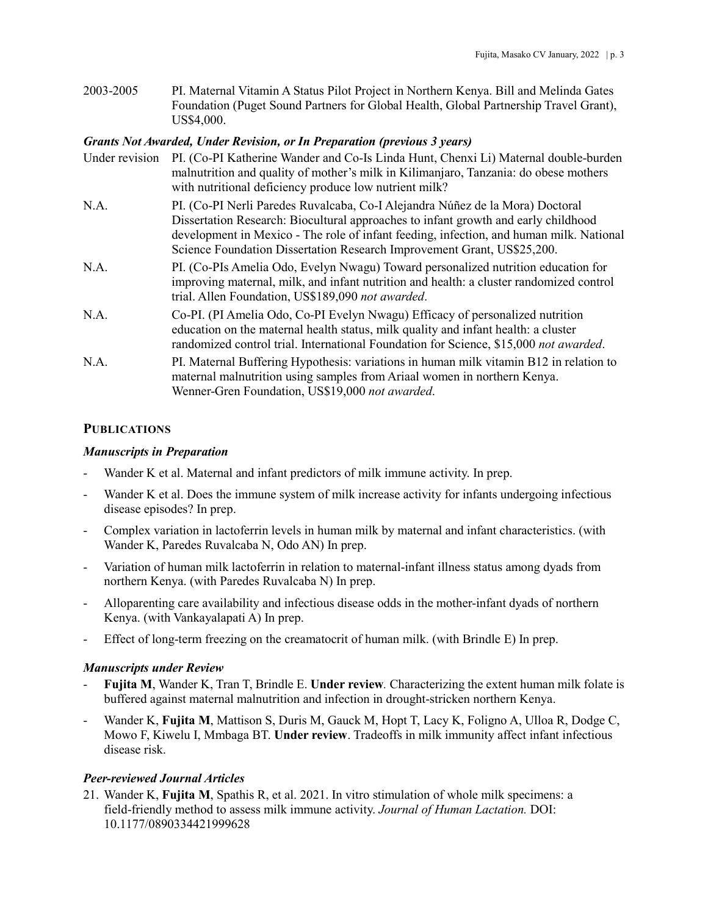2003-2005 PI. Maternal Vitamin A Status Pilot Project in Northern Kenya. Bill and Melinda Gates Foundation (Puget Sound Partners for Global Health, Global Partnership Travel Grant), US$4,000.

***Grants Not Awarded, Under Revision, or In Preparation (previous 3 years)***

Under revision PI. (Co-PI Katherine Wander and Co-Is Linda Hunt, Chenxi Li) Maternal double-burden malnutrition and quality of mother's milk in Kilimanjaro, Tanzania: do obese mothers with nutritional deficiency produce low nutrient milk?

N.A. PI. (Co-PI Nerli Paredes Ruvalcaba, Co-I Alejandra Núñez de la Mora) Doctoral Dissertation Research: Biocultural approaches to infant growth and early childhood development in Mexico - The role of infant feeding, infection, and human milk. National Science Foundation Dissertation Research Improvement Grant, US$25,200.

N.A. PI. (Co-PIs Amelia Odo, Evelyn Nwagu) Toward personalized nutrition education for improving maternal, milk, and infant nutrition and health: a cluster randomized control trial. Allen Foundation, US$189,090 *not awarded*.

N.A. Co-PI. (PI Amelia Odo, Co-PI Evelyn Nwagu) Efficacy of personalized nutrition education on the maternal health status, milk quality and infant health: a cluster randomized control trial. International Foundation for Science, $15,000 *not awarded*.

N.A. PI. Maternal Buffering Hypothesis: variations in human milk vitamin B12 in relation to maternal malnutrition using samples from Ariaal women in northern Kenya. Wenner-Gren Foundation, US$19,000 *not awarded*.

## PUBLICATIONS

***Manuscripts in Preparation***

- Wander K et al. Maternal and infant predictors of milk immune activity. In prep.
- Wander K et al. Does the immune system of milk increase activity for infants undergoing infectious disease episodes? In prep.
- Complex variation in lactoferrin levels in human milk by maternal and infant characteristics. (with Wander K, Paredes Ruvalcaba N, Odo AN) In prep.
- Variation of human milk lactoferrin in relation to maternal-infant illness status among dyads from northern Kenya. (with Paredes Ruvalcaba N) In prep.
- Alloparenting care availability and infectious disease odds in the mother-infant dyads of northern Kenya. (with Vankayalapati A) In prep.
- Effect of long-term freezing on the crematocrit of human milk. (with Brindle E) In prep.

***Manuscripts under Review***

- **Fujita M**, Wander K, Tran T, Brindle E. **Under review***.* Characterizing the extent human milk folate is buffered against maternal malnutrition and infection in drought-stricken northern Kenya.
- Wander K, **Fujita M**, Mattison S, Duris M, Gauck M, Hopt T, Lacy K, Foligno A, Ulloa R, Dodge C, Mowo F, Kiwelu I, Mmbaga BT. **Under review**. Tradeoffs in milk immunity affect infant infectious disease risk.

***Peer-reviewed Journal Articles***

21. Wander K, **Fujita M**, Spathis R, et al. 2021. In vitro stimulation of whole milk specimens: a field-friendly method to assess milk immune activity. *Journal of Human Lactation.* DOI: 10.1177/0890334421999628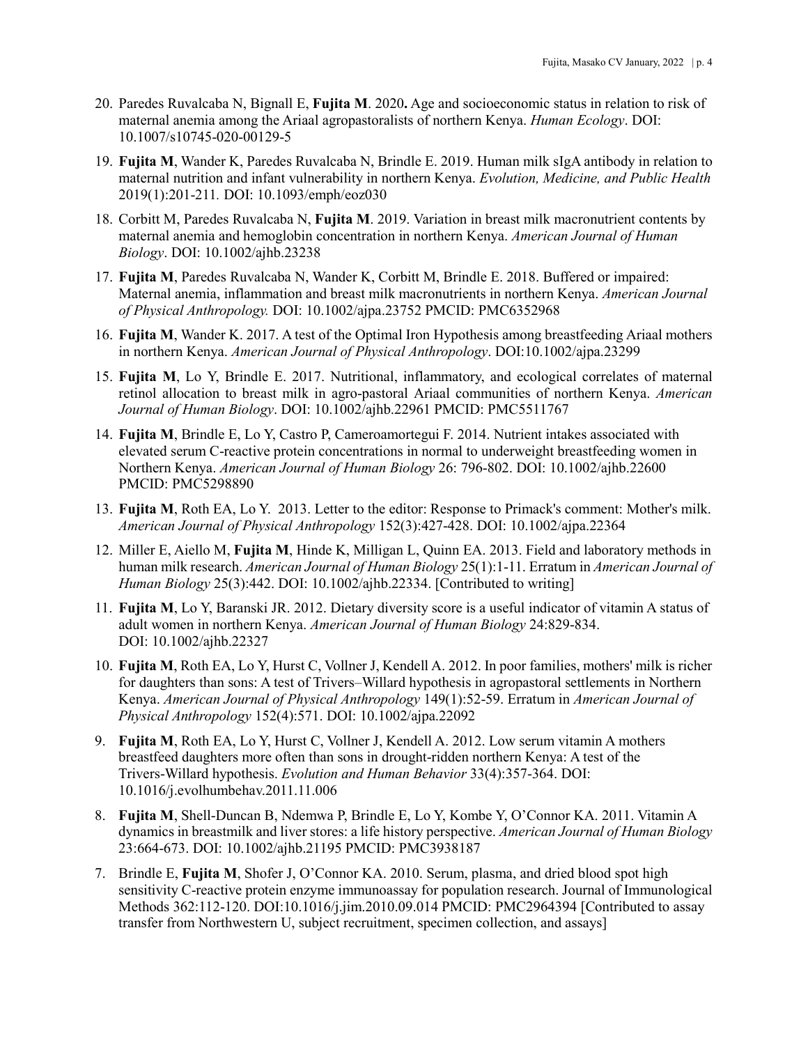20. Paredes Ruvalcaba N, Bignall E, **Fujita M**. 2020**.** Age and socioeconomic status in relation to risk of maternal anemia among the Ariaal agropastoralists of northern Kenya. *Human Ecology*. DOI: 10.1007/s10745-020-00129-5

19. **Fujita M**, Wander K, Paredes Ruvalcaba N, Brindle E. 2019. Human milk sIgA antibody in relation to maternal nutrition and infant vulnerability in northern Kenya. *Evolution, Medicine, and Public Health* 2019(1):201-211*.* DOI: 10.1093/emph/eoz030

18. Corbitt M, Paredes Ruvalcaba N, **Fujita M**. 2019. Variation in breast milk macronutrient contents by maternal anemia and hemoglobin concentration in northern Kenya. *American Journal of Human Biology*. DOI: 10.1002/ajhb.23238

17. **Fujita M**, Paredes Ruvalcaba N, Wander K, Corbitt M, Brindle E. 2018. Buffered or impaired: Maternal anemia, inflammation and breast milk macronutrients in northern Kenya. *American Journal of Physical Anthropology.* DOI: 10.1002/ajpa.23752 PMCID: PMC6352968

16. **Fujita M**, Wander K. 2017. A test of the Optimal Iron Hypothesis among breastfeeding Ariaal mothers in northern Kenya. *American Journal of Physical Anthropology*. DOI:10.1002/ajpa.23299

15. **Fujita M**, Lo Y, Brindle E. 2017. Nutritional, inflammatory, and ecological correlates of maternal retinol allocation to breast milk in agro-pastoral Ariaal communities of northern Kenya. *American Journal of Human Biology*. DOI: 10.1002/ajhb.22961 PMCID: PMC5511767

14. **Fujita M**, Brindle E, Lo Y, Castro P, Cameroamortegui F. 2014. Nutrient intakes associated with elevated serum C-reactive protein concentrations in normal to underweight breastfeeding women in Northern Kenya. *American Journal of Human Biology* 26: 796-802. DOI: 10.1002/ajhb.22600 PMCID: PMC5298890

13. **Fujita M**, Roth EA, Lo Y. 2013. Letter to the editor: Response to Primack's comment: Mother's milk. *American Journal of Physical Anthropology* 152(3):427-428. DOI: 10.1002/ajpa.22364

12. Miller E, Aiello M, **Fujita M**, Hinde K, Milligan L, Quinn EA. 2013. Field and laboratory methods in human milk research. *American Journal of Human Biology* 25(1):1-11. Erratum in *American Journal of Human Biology* 25(3):442. DOI: 10.1002/ajhb.22334. [Contributed to writing]

11. **Fujita M**, Lo Y, Baranski JR. 2012. Dietary diversity score is a useful indicator of vitamin A status of adult women in northern Kenya. *American Journal of Human Biology* 24:829-834. DOI: 10.1002/ajhb.22327

10. **Fujita M**, Roth EA, Lo Y, Hurst C, Vollner J, Kendell A. 2012. In poor families, mothers' milk is richer for daughters than sons: A test of Trivers–Willard hypothesis in agropastoral settlements in Northern Kenya. *American Journal of Physical Anthropology* 149(1):52-59. Erratum in *American Journal of Physical Anthropology* 152(4):571. DOI: 10.1002/ajpa.22092

9. **Fujita M**, Roth EA, Lo Y, Hurst C, Vollner J, Kendell A. 2012. Low serum vitamin A mothers breastfeed daughters more often than sons in drought-ridden northern Kenya: A test of the Trivers-Willard hypothesis. *Evolution and Human Behavior* 33(4):357-364. DOI: 10.1016/j.evolhumbehav.2011.11.006

8. **Fujita M**, Shell-Duncan B, Ndemwa P, Brindle E, Lo Y, Kombe Y, O'Connor KA. 2011. Vitamin A dynamics in breastmilk and liver stores: a life history perspective. *American Journal of Human Biology* 23:664-673. DOI: 10.1002/ajhb.21195 PMCID: PMC3938187

7. Brindle E, **Fujita M**, Shofer J, O'Connor KA. 2010. Serum, plasma, and dried blood spot high sensitivity C-reactive protein enzyme immunoassay for population research. Journal of Immunological Methods 362:112-120. DOI:10.1016/j.jim.2010.09.014 PMCID: PMC2964394 [Contributed to assay transfer from Northwestern U, subject recruitment, specimen collection, and assays]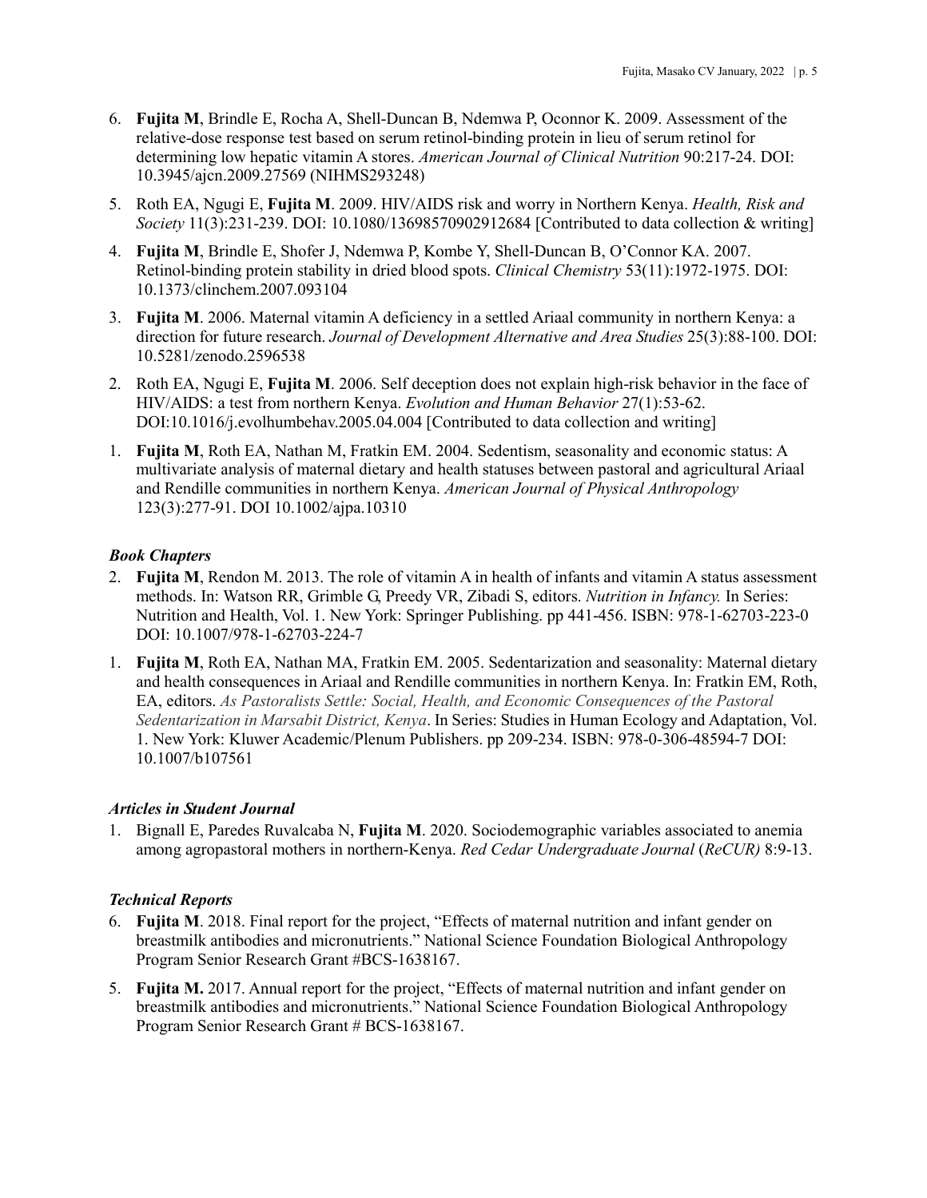6. **Fujita M**, Brindle E, Rocha A, Shell-Duncan B, Ndemwa P, Oconnor K. 2009. Assessment of the relative-dose response test based on serum retinol-binding protein in lieu of serum retinol for determining low hepatic vitamin A stores. *American Journal of Clinical Nutrition* 90:217-24. DOI: 10.3945/ajcn.2009.27569 (NIHMS293248)

5. Roth EA, Ngugi E, **Fujita M**. 2009. HIV/AIDS risk and worry in Northern Kenya. *Health, Risk and Society* 11(3):231-239. DOI: 10.1080/13698570902912684 [Contributed to data collection & writing]

4. **Fujita M**, Brindle E, Shofer J, Ndemwa P, Kombe Y, Shell-Duncan B, O'Connor KA. 2007. Retinol-binding protein stability in dried blood spots. *Clinical Chemistry* 53(11):1972-1975. DOI: 10.1373/clinchem.2007.093104

3. **Fujita M**. 2006. Maternal vitamin A deficiency in a settled Ariaal community in northern Kenya: a direction for future research. *Journal of Development Alternative and Area Studies* 25(3):88-100. DOI: 10.5281/zenodo.2596538

2. Roth EA, Ngugi E, **Fujita M**. 2006. Self deception does not explain high-risk behavior in the face of HIV/AIDS: a test from northern Kenya. *Evolution and Human Behavior* 27(1):53-62. DOI:10.1016/j.evolhumbehav.2005.04.004 [Contributed to data collection and writing]

1. **Fujita M**, Roth EA, Nathan M, Fratkin EM. 2004. Sedentism, seasonality and economic status: A multivariate analysis of maternal dietary and health statuses between pastoral and agricultural Ariaal and Rendille communities in northern Kenya. *American Journal of Physical Anthropology* 123(3):277-91. DOI 10.1002/ajpa.10310

### *Book Chapters*

2. **Fujita M**, Rendon M. 2013. The role of vitamin A in health of infants and vitamin A status assessment methods. In: Watson RR, Grimble G, Preedy VR, Zibadi S, editors. *Nutrition in Infancy.* In Series: Nutrition and Health, Vol. 1. New York: Springer Publishing. pp 441-456. ISBN: 978-1-62703-223-0 DOI: 10.1007/978-1-62703-224-7

1. **Fujita M**, Roth EA, Nathan MA, Fratkin EM. 2005. Sedentarization and seasonality: Maternal dietary and health consequences in Ariaal and Rendille communities in northern Kenya. In: Fratkin EM, Roth, EA, editors. *As Pastoralists Settle: Social, Health, and Economic Consequences of the Pastoral Sedentarization in Marsabit District, Kenya*. In Series: Studies in Human Ecology and Adaptation, Vol. 1. New York: Kluwer Academic/Plenum Publishers. pp 209-234. ISBN: 978-0-306-48594-7 DOI: 10.1007/b107561

### *Articles in Student Journal*

1. Bignall E, Paredes Ruvalcaba N, **Fujita M**. 2020. Sociodemographic variables associated to anemia among agropastoral mothers in northern-Kenya. *Red Cedar Undergraduate Journal* (*ReCUR)* 8:9-13.

### *Technical Reports*

6. **Fujita M**. 2018. Final report for the project, "Effects of maternal nutrition and infant gender on breastmilk antibodies and micronutrients." National Science Foundation Biological Anthropology Program Senior Research Grant #BCS-1638167.

5. **Fujita M.** 2017. Annual report for the project, "Effects of maternal nutrition and infant gender on breastmilk antibodies and micronutrients." National Science Foundation Biological Anthropology Program Senior Research Grant # BCS-1638167.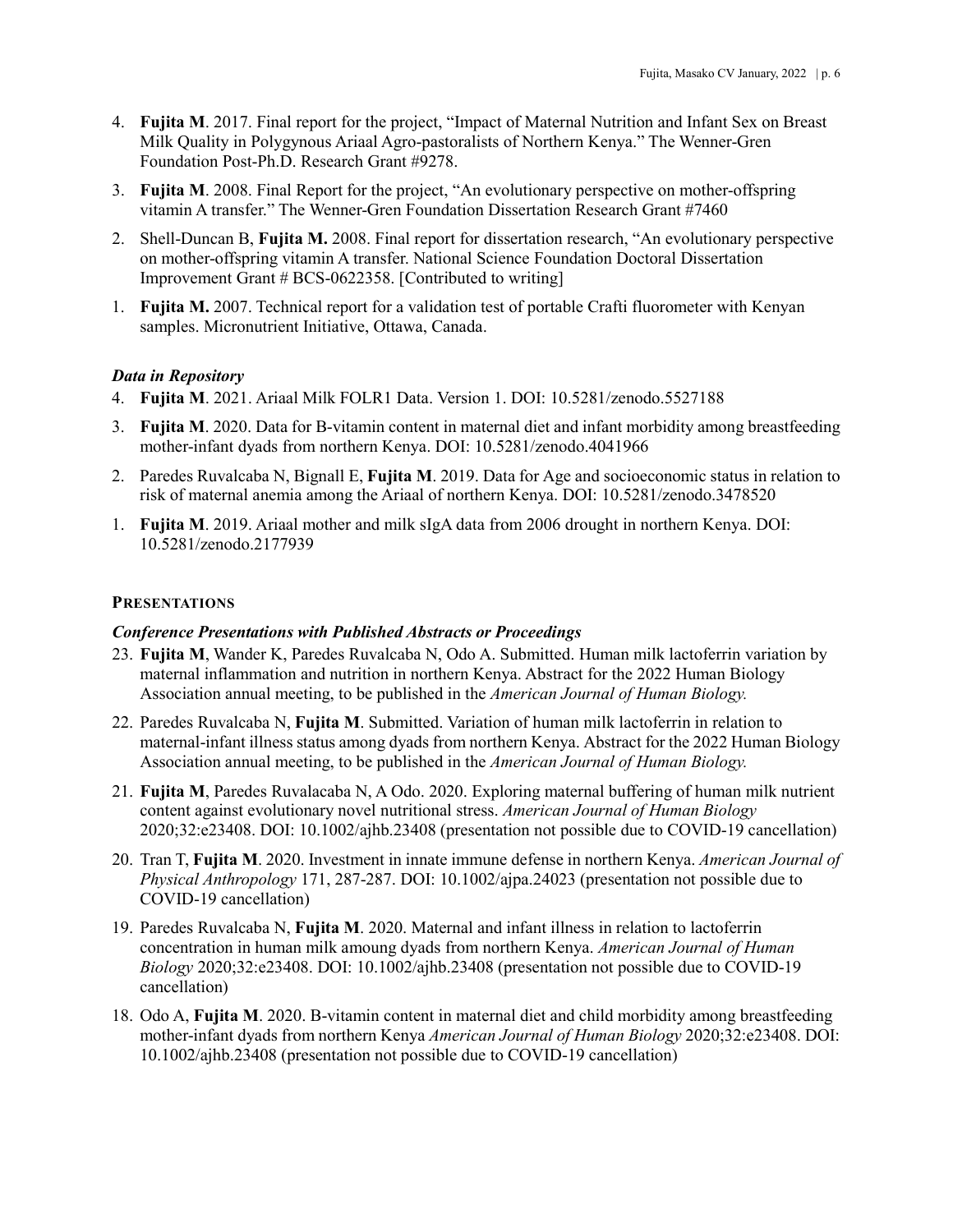4. **Fujita M**. 2017. Final report for the project, "Impact of Maternal Nutrition and Infant Sex on Breast Milk Quality in Polygynous Ariaal Agro-pastoralists of Northern Kenya." The Wenner-Gren Foundation Post-Ph.D. Research Grant #9278.

3. **Fujita M**. 2008. Final Report for the project, "An evolutionary perspective on mother-offspring vitamin A transfer." The Wenner-Gren Foundation Dissertation Research Grant #7460

2. Shell-Duncan B, **Fujita M.** 2008. Final report for dissertation research, "An evolutionary perspective on mother-offspring vitamin A transfer. National Science Foundation Doctoral Dissertation Improvement Grant # BCS-0622358. [Contributed to writing]

1. **Fujita M.** 2007. Technical report for a validation test of portable Crafti fluorometer with Kenyan samples. Micronutrient Initiative, Ottawa, Canada.

### *Data in Repository*

4. **Fujita M**. 2021. Ariaal Milk FOLR1 Data. Version 1. DOI: 10.5281/zenodo.5527188

3. **Fujita M**. 2020. Data for B-vitamin content in maternal diet and infant morbidity among breastfeeding mother-infant dyads from northern Kenya. DOI: 10.5281/zenodo.4041966

2. Paredes Ruvalcaba N, Bignall E, **Fujita M**. 2019. Data for Age and socioeconomic status in relation to risk of maternal anemia among the Ariaal of northern Kenya. DOI: 10.5281/zenodo.3478520

1. **Fujita M**. 2019. Ariaal mother and milk sIgA data from 2006 drought in northern Kenya. DOI: 10.5281/zenodo.2177939

## PRESENTATIONS

### *Conference Presentations with Published Abstracts or Proceedings*

23. **Fujita M**, Wander K, Paredes Ruvalcaba N, Odo A. Submitted. Human milk lactoferrin variation by maternal inflammation and nutrition in northern Kenya. Abstract for the 2022 Human Biology Association annual meeting, to be published in the *American Journal of Human Biology.*

22. Paredes Ruvalcaba N, **Fujita M**. Submitted. Variation of human milk lactoferrin in relation to maternal-infant illness status among dyads from northern Kenya. Abstract for the 2022 Human Biology Association annual meeting, to be published in the *American Journal of Human Biology.*

21. **Fujita M**, Paredes Ruvalacaba N, A Odo. 2020. Exploring maternal buffering of human milk nutrient content against evolutionary novel nutritional stress. *American Journal of Human Biology* 2020;32:e23408. DOI: 10.1002/ajhb.23408 (presentation not possible due to COVID-19 cancellation)

20. Tran T, **Fujita M**. 2020. Investment in innate immune defense in northern Kenya. *American Journal of Physical Anthropology* 171, 287-287. DOI: 10.1002/ajpa.24023 (presentation not possible due to COVID-19 cancellation)

19. Paredes Ruvalcaba N, **Fujita M**. 2020. Maternal and infant illness in relation to lactoferrin concentration in human milk amoung dyads from northern Kenya. *American Journal of Human Biology* 2020;32:e23408. DOI: 10.1002/ajhb.23408 (presentation not possible due to COVID-19 cancellation)

18. Odo A, **Fujita M**. 2020. B-vitamin content in maternal diet and child morbidity among breastfeeding mother-infant dyads from northern Kenya *American Journal of Human Biology* 2020;32:e23408. DOI: 10.1002/ajhb.23408 (presentation not possible due to COVID-19 cancellation)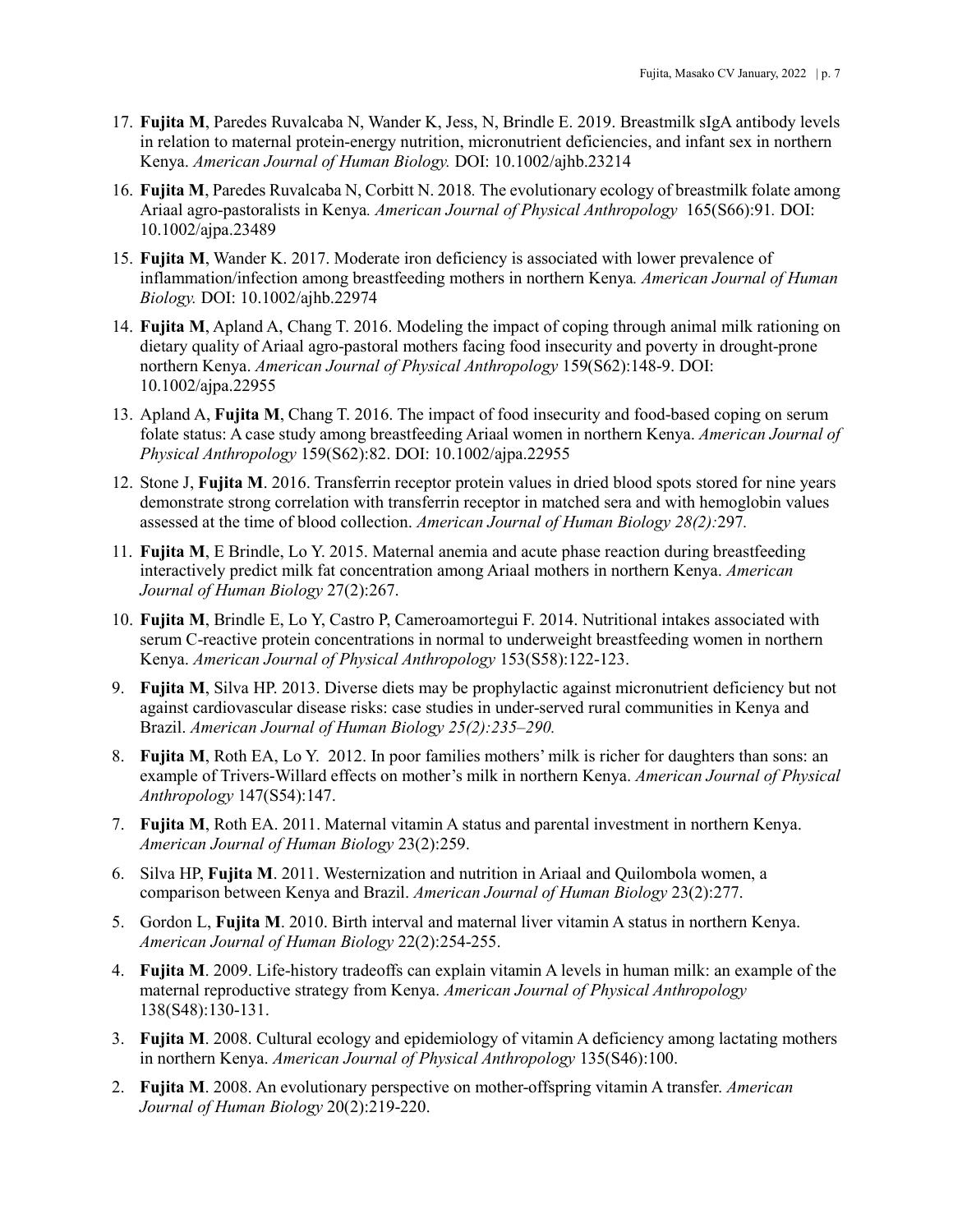17. **Fujita M**, Paredes Ruvalcaba N, Wander K, Jess, N, Brindle E. 2019. Breastmilk sIgA antibody levels in relation to maternal protein-energy nutrition, micronutrient deficiencies, and infant sex in northern Kenya. *American Journal of Human Biology.* DOI: 10.1002/ajhb.23214

16. **Fujita M**, Paredes Ruvalcaba N, Corbitt N. 2018. The evolutionary ecology of breastmilk folate among Ariaal agro-pastoralists in Kenya. *American Journal of Physical Anthropology* 165(S66):91. DOI: 10.1002/ajpa.23489

15. **Fujita M**, Wander K. 2017. Moderate iron deficiency is associated with lower prevalence of inflammation/infection among breastfeeding mothers in northern Kenya. *American Journal of Human Biology.* DOI: 10.1002/ajhb.22974

14. **Fujita M**, Apland A, Chang T. 2016. Modeling the impact of coping through animal milk rationing on dietary quality of Ariaal agro-pastoral mothers facing food insecurity and poverty in drought-prone northern Kenya. *American Journal of Physical Anthropology* 159(S62):148-9. DOI: 10.1002/ajpa.22955

13. Apland A, **Fujita M**, Chang T. 2016. The impact of food insecurity and food-based coping on serum folate status: A case study among breastfeeding Ariaal women in northern Kenya. *American Journal of Physical Anthropology* 159(S62):82. DOI: 10.1002/ajpa.22955

12. Stone J, **Fujita M**. 2016. Transferrin receptor protein values in dried blood spots stored for nine years demonstrate strong correlation with transferrin receptor in matched sera and with hemoglobin values assessed at the time of blood collection. *American Journal of Human Biology 28(2):*297.

11. **Fujita M**, E Brindle, Lo Y. 2015. Maternal anemia and acute phase reaction during breastfeeding interactively predict milk fat concentration among Ariaal mothers in northern Kenya. *American Journal of Human Biology* 27(2):267.

10. **Fujita M**, Brindle E, Lo Y, Castro P, Cameroamortegui F. 2014. Nutritional intakes associated with serum C-reactive protein concentrations in normal to underweight breastfeeding women in northern Kenya. *American Journal of Physical Anthropology* 153(S58):122-123.

9. **Fujita M**, Silva HP. 2013. Diverse diets may be prophylactic against micronutrient deficiency but not against cardiovascular disease risks: case studies in under-served rural communities in Kenya and Brazil. *American Journal of Human Biology 25(2):235–290.*

8. **Fujita M**, Roth EA, Lo Y. 2012. In poor families mothers' milk is richer for daughters than sons: an example of Trivers-Willard effects on mother's milk in northern Kenya. *American Journal of Physical Anthropology* 147(S54):147.

7. **Fujita M**, Roth EA. 2011. Maternal vitamin A status and parental investment in northern Kenya. *American Journal of Human Biology* 23(2):259.

6. Silva HP, **Fujita M**. 2011. Westernization and nutrition in Ariaal and Quilombola women, a comparison between Kenya and Brazil. *American Journal of Human Biology* 23(2):277.

5. Gordon L, **Fujita M**. 2010. Birth interval and maternal liver vitamin A status in northern Kenya. *American Journal of Human Biology* 22(2):254-255.

4. **Fujita M**. 2009. Life-history tradeoffs can explain vitamin A levels in human milk: an example of the maternal reproductive strategy from Kenya. *American Journal of Physical Anthropology* 138(S48):130-131.

3. **Fujita M**. 2008. Cultural ecology and epidemiology of vitamin A deficiency among lactating mothers in northern Kenya. *American Journal of Physical Anthropology* 135(S46):100.

2. **Fujita M**. 2008. An evolutionary perspective on mother-offspring vitamin A transfer. *American Journal of Human Biology* 20(2):219-220.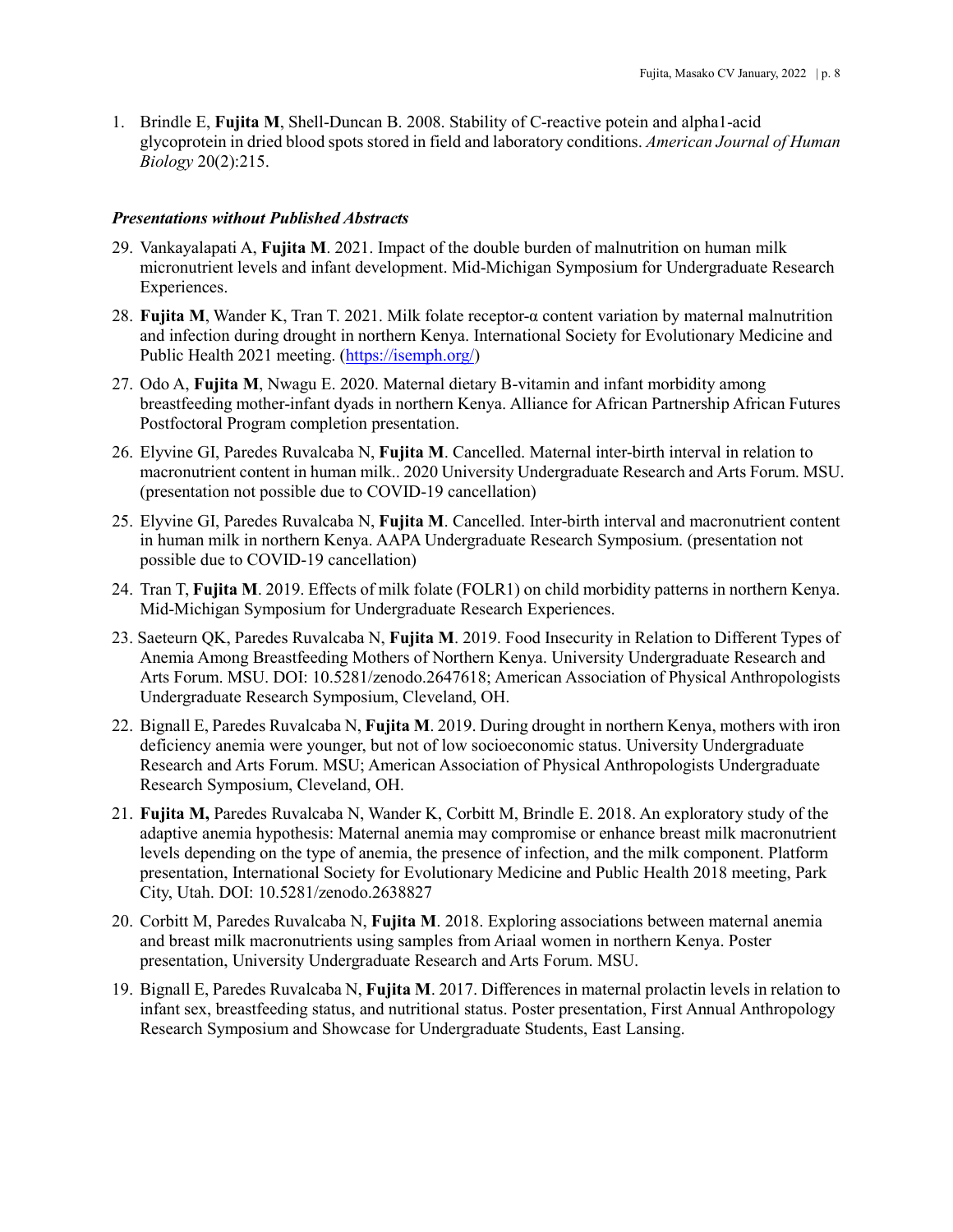1. Brindle E, **Fujita M**, Shell-Duncan B. 2008. Stability of C-reactive potein and alpha1-acid glycoprotein in dried blood spots stored in field and laboratory conditions. *American Journal of Human Biology* 20(2):215.

### *Presentations without Published Abstracts*

29. Vankayalapati A, **Fujita M**. 2021. Impact of the double burden of malnutrition on human milk micronutrient levels and infant development. Mid-Michigan Symposium for Undergraduate Research Experiences.

28. **Fujita M**, Wander K, Tran T. 2021. Milk folate receptor-α content variation by maternal malnutrition and infection during drought in northern Kenya. International Society for Evolutionary Medicine and Public Health 2021 meeting. (https://isemph.org/)

27. Odo A, **Fujita M**, Nwagu E. 2020. Maternal dietary B-vitamin and infant morbidity among breastfeeding mother-infant dyads in northern Kenya. Alliance for African Partnership African Futures Postfoctoral Program completion presentation.

26. Elyvine GI, Paredes Ruvalcaba N, **Fujita M**. Cancelled. Maternal inter-birth interval in relation to macronutrient content in human milk.. 2020 University Undergraduate Research and Arts Forum. MSU. (presentation not possible due to COVID-19 cancellation)

25. Elyvine GI, Paredes Ruvalcaba N, **Fujita M**. Cancelled. Inter-birth interval and macronutrient content in human milk in northern Kenya. AAPA Undergraduate Research Symposium. (presentation not possible due to COVID-19 cancellation)

24. Tran T, **Fujita M**. 2019. Effects of milk folate (FOLR1) on child morbidity patterns in northern Kenya. Mid-Michigan Symposium for Undergraduate Research Experiences.

23. Saeteurn QK, Paredes Ruvalcaba N, **Fujita M**. 2019. Food Insecurity in Relation to Different Types of Anemia Among Breastfeeding Mothers of Northern Kenya. University Undergraduate Research and Arts Forum. MSU. DOI: 10.5281/zenodo.2647618; American Association of Physical Anthropologists Undergraduate Research Symposium, Cleveland, OH.

22. Bignall E, Paredes Ruvalcaba N, **Fujita M**. 2019. During drought in northern Kenya, mothers with iron deficiency anemia were younger, but not of low socioeconomic status. University Undergraduate Research and Arts Forum. MSU; American Association of Physical Anthropologists Undergraduate Research Symposium, Cleveland, OH.

21. **Fujita M,** Paredes Ruvalcaba N, Wander K, Corbitt M, Brindle E. 2018. An exploratory study of the adaptive anemia hypothesis: Maternal anemia may compromise or enhance breast milk macronutrient levels depending on the type of anemia, the presence of infection, and the milk component. Platform presentation, International Society for Evolutionary Medicine and Public Health 2018 meeting, Park City, Utah. DOI: 10.5281/zenodo.2638827

20. Corbitt M, Paredes Ruvalcaba N, **Fujita M**. 2018. Exploring associations between maternal anemia and breast milk macronutrients using samples from Ariaal women in northern Kenya. Poster presentation, University Undergraduate Research and Arts Forum. MSU.

19. Bignall E, Paredes Ruvalcaba N, **Fujita M**. 2017. Differences in maternal prolactin levels in relation to infant sex, breastfeeding status, and nutritional status. Poster presentation, First Annual Anthropology Research Symposium and Showcase for Undergraduate Students, East Lansing.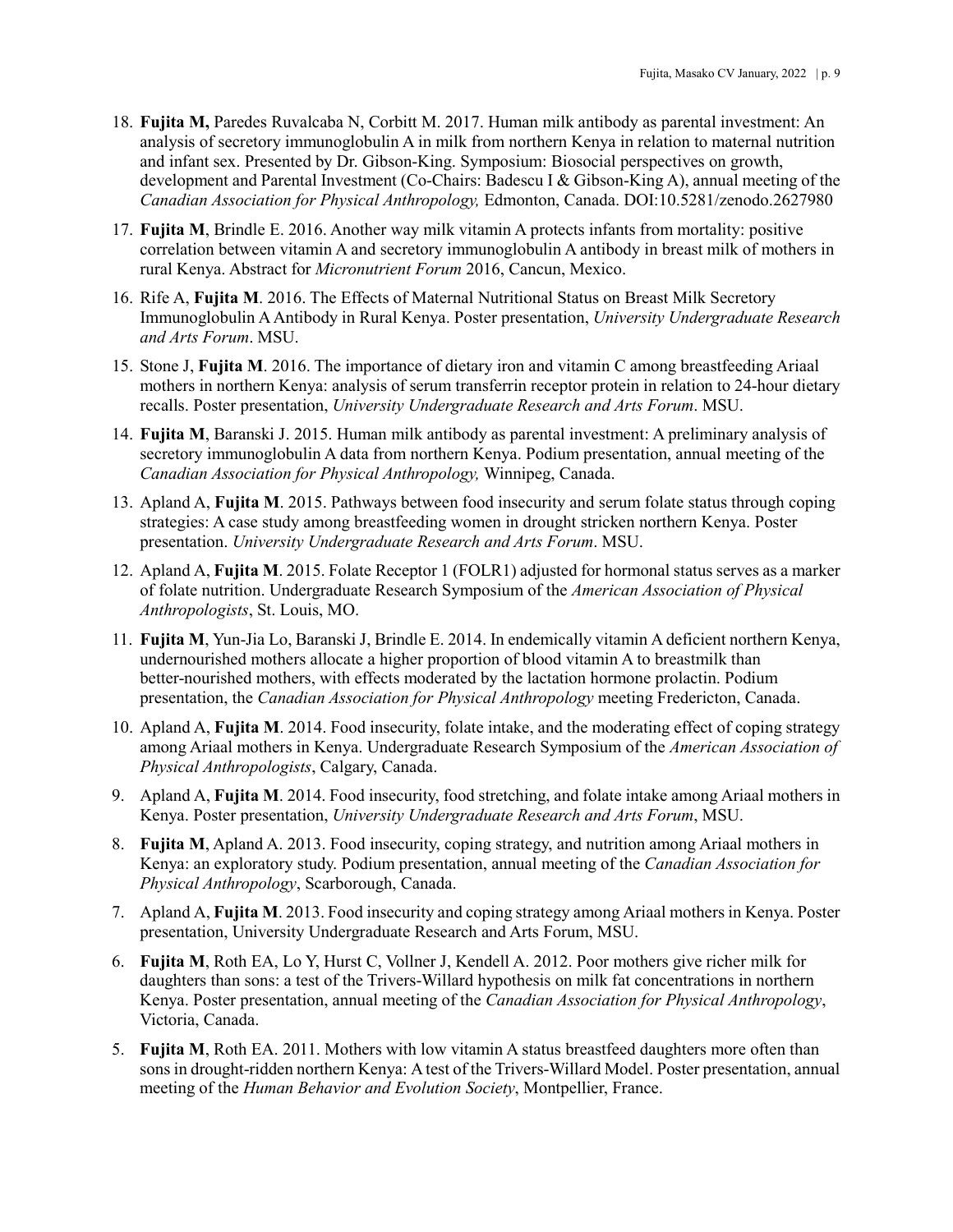18. **Fujita M,** Paredes Ruvalcaba N, Corbitt M. 2017. Human milk antibody as parental investment: An analysis of secretory immunoglobulin A in milk from northern Kenya in relation to maternal nutrition and infant sex. Presented by Dr. Gibson-King. Symposium: Biosocial perspectives on growth, development and Parental Investment (Co-Chairs: Badescu I & Gibson-King A), annual meeting of the *Canadian Association for Physical Anthropology,* Edmonton, Canada. DOI:10.5281/zenodo.2627980

17. **Fujita M**, Brindle E. 2016. Another way milk vitamin A protects infants from mortality: positive correlation between vitamin A and secretory immunoglobulin A antibody in breast milk of mothers in rural Kenya. Abstract for *Micronutrient Forum* 2016, Cancun, Mexico.

16. Rife A, **Fujita M**. 2016. The Effects of Maternal Nutritional Status on Breast Milk Secretory Immunoglobulin A Antibody in Rural Kenya. Poster presentation, *University Undergraduate Research and Arts Forum*. MSU.

15. Stone J, **Fujita M**. 2016. The importance of dietary iron and vitamin C among breastfeeding Ariaal mothers in northern Kenya: analysis of serum transferrin receptor protein in relation to 24-hour dietary recalls. Poster presentation, *University Undergraduate Research and Arts Forum*. MSU.

14. **Fujita M**, Baranski J. 2015. Human milk antibody as parental investment: A preliminary analysis of secretory immunoglobulin A data from northern Kenya. Podium presentation, annual meeting of the *Canadian Association for Physical Anthropology,* Winnipeg, Canada.

13. Apland A, **Fujita M**. 2015. Pathways between food insecurity and serum folate status through coping strategies: A case study among breastfeeding women in drought stricken northern Kenya. Poster presentation. *University Undergraduate Research and Arts Forum*. MSU.

12. Apland A, **Fujita M**. 2015. Folate Receptor 1 (FOLR1) adjusted for hormonal status serves as a marker of folate nutrition. Undergraduate Research Symposium of the *American Association of Physical Anthropologists*, St. Louis, MO.

11. **Fujita M**, Yun-Jia Lo, Baranski J, Brindle E. 2014. In endemically vitamin A deficient northern Kenya, undernourished mothers allocate a higher proportion of blood vitamin A to breastmilk than better-nourished mothers, with effects moderated by the lactation hormone prolactin. Podium presentation, the *Canadian Association for Physical Anthropology* meeting Fredericton, Canada.

10. Apland A, **Fujita M**. 2014. Food insecurity, folate intake, and the moderating effect of coping strategy among Ariaal mothers in Kenya. Undergraduate Research Symposium of the *American Association of Physical Anthropologists*, Calgary, Canada.

9. Apland A, **Fujita M**. 2014. Food insecurity, food stretching, and folate intake among Ariaal mothers in Kenya. Poster presentation, *University Undergraduate Research and Arts Forum*, MSU.

8. **Fujita M**, Apland A. 2013. Food insecurity, coping strategy, and nutrition among Ariaal mothers in Kenya: an exploratory study. Podium presentation, annual meeting of the *Canadian Association for Physical Anthropology*, Scarborough, Canada.

7. Apland A, **Fujita M**. 2013. Food insecurity and coping strategy among Ariaal mothers in Kenya. Poster presentation, University Undergraduate Research and Arts Forum, MSU.

6. **Fujita M**, Roth EA, Lo Y, Hurst C, Vollner J, Kendell A. 2012. Poor mothers give richer milk for daughters than sons: a test of the Trivers-Willard hypothesis on milk fat concentrations in northern Kenya. Poster presentation, annual meeting of the *Canadian Association for Physical Anthropology*, Victoria, Canada.

5. **Fujita M**, Roth EA. 2011. Mothers with low vitamin A status breastfeed daughters more often than sons in drought-ridden northern Kenya: A test of the Trivers-Willard Model. Poster presentation, annual meeting of the *Human Behavior and Evolution Society*, Montpellier, France.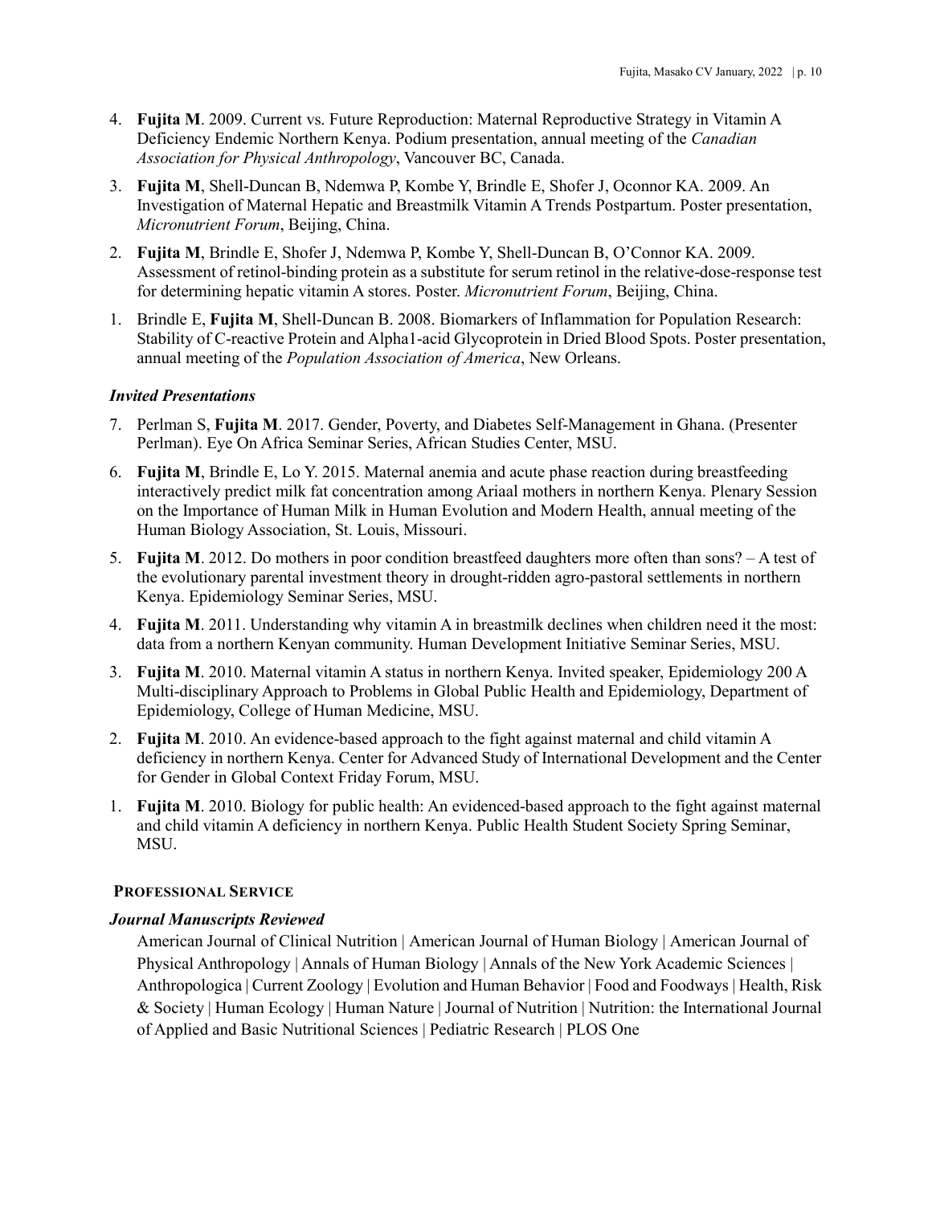4. **Fujita M**. 2009. Current vs. Future Reproduction: Maternal Reproductive Strategy in Vitamin A Deficiency Endemic Northern Kenya. Podium presentation, annual meeting of the *Canadian Association for Physical Anthropology*, Vancouver BC, Canada.

3. **Fujita M**, Shell-Duncan B, Ndemwa P, Kombe Y, Brindle E, Shofer J, Oconnor KA. 2009. An Investigation of Maternal Hepatic and Breastmilk Vitamin A Trends Postpartum. Poster presentation, *Micronutrient Forum*, Beijing, China.

2. **Fujita M**, Brindle E, Shofer J, Ndemwa P, Kombe Y, Shell-Duncan B, O'Connor KA. 2009. Assessment of retinol-binding protein as a substitute for serum retinol in the relative-dose-response test for determining hepatic vitamin A stores. Poster. *Micronutrient Forum*, Beijing, China.

1. Brindle E, **Fujita M**, Shell-Duncan B. 2008. Biomarkers of Inflammation for Population Research: Stability of C-reactive Protein and Alpha1-acid Glycoprotein in Dried Blood Spots. Poster presentation, annual meeting of the *Population Association of America*, New Orleans.

### *Invited Presentations*

7. Perlman S, **Fujita M**. 2017. Gender, Poverty, and Diabetes Self-Management in Ghana. (Presenter Perlman). Eye On Africa Seminar Series, African Studies Center, MSU.

6. **Fujita M**, Brindle E, Lo Y. 2015. Maternal anemia and acute phase reaction during breastfeeding interactively predict milk fat concentration among Ariaal mothers in northern Kenya. Plenary Session on the Importance of Human Milk in Human Evolution and Modern Health, annual meeting of the Human Biology Association, St. Louis, Missouri.

5. **Fujita M**. 2012. Do mothers in poor condition breastfeed daughters more often than sons? – A test of the evolutionary parental investment theory in drought-ridden agro-pastoral settlements in northern Kenya. Epidemiology Seminar Series, MSU.

4. **Fujita M**. 2011. Understanding why vitamin A in breastmilk declines when children need it the most: data from a northern Kenyan community. Human Development Initiative Seminar Series, MSU.

3. **Fujita M**. 2010. Maternal vitamin A status in northern Kenya. Invited speaker, Epidemiology 200 A Multi-disciplinary Approach to Problems in Global Public Health and Epidemiology, Department of Epidemiology, College of Human Medicine, MSU.

2. **Fujita M**. 2010. An evidence-based approach to the fight against maternal and child vitamin A deficiency in northern Kenya. Center for Advanced Study of International Development and the Center for Gender in Global Context Friday Forum, MSU.

1. **Fujita M**. 2010. Biology for public health: An evidenced-based approach to the fight against maternal and child vitamin A deficiency in northern Kenya. Public Health Student Society Spring Seminar, MSU.

## PROFESSIONAL SERVICE

### *Journal Manuscripts Reviewed*

American Journal of Clinical Nutrition | American Journal of Human Biology | American Journal of Physical Anthropology | Annals of Human Biology | Annals of the New York Academic Sciences | Anthropologica | Current Zoology | Evolution and Human Behavior | Food and Foodways | Health, Risk & Society | Human Ecology | Human Nature | Journal of Nutrition | Nutrition: the International Journal of Applied and Basic Nutritional Sciences | Pediatric Research | PLOS One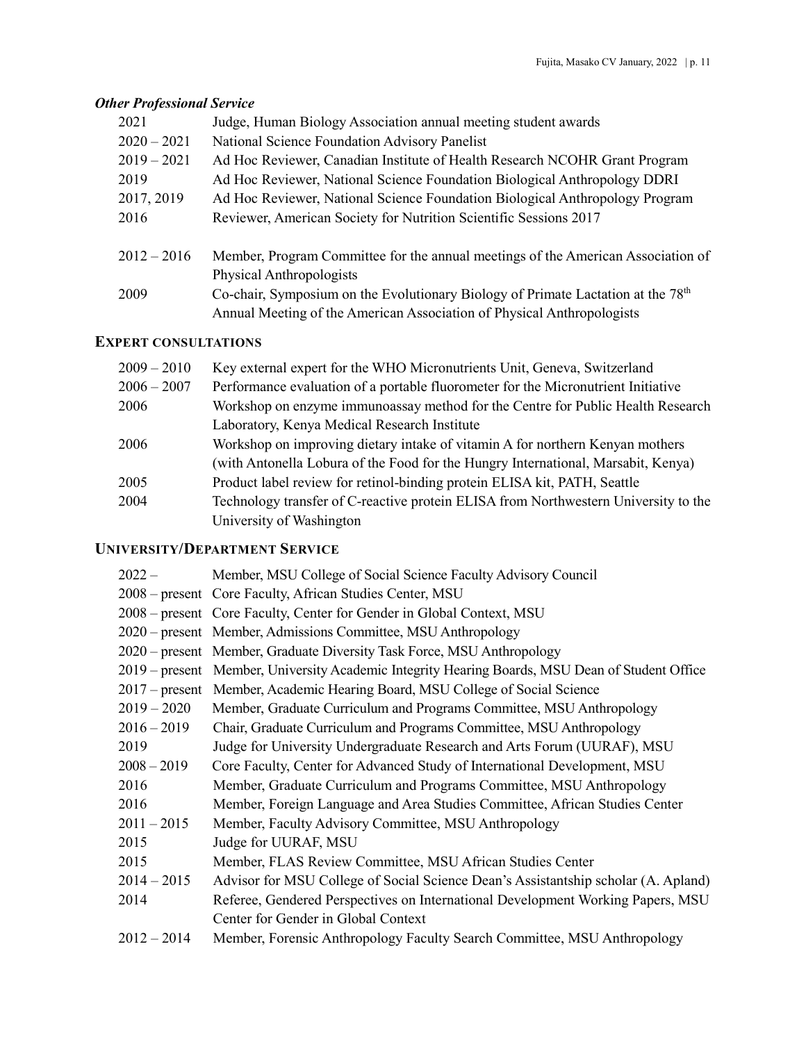### *Other Professional Service*

| | |
|---|---|
| 2021 | Judge, Human Biology Association annual meeting student awards |
| 2020 – 2021 | National Science Foundation Advisory Panelist |
| 2019 – 2021 | Ad Hoc Reviewer, Canadian Institute of Health Research NCOHR Grant Program |
| 2019 | Ad Hoc Reviewer, National Science Foundation Biological Anthropology DDRI |
| 2017, 2019 | Ad Hoc Reviewer, National Science Foundation Biological Anthropology Program |
| 2016 | Reviewer, American Society for Nutrition Scientific Sessions 2017 |
| 2012 – 2016 | Member, Program Committee for the annual meetings of the American Association of Physical Anthropologists |
| 2009 | Co-chair, Symposium on the Evolutionary Biology of Primate Lactation at the 78th Annual Meeting of the American Association of Physical Anthropologists |

## EXPERT CONSULTATIONS

| | |
|---|---|
| 2009 – 2010 | Key external expert for the WHO Micronutrients Unit, Geneva, Switzerland |
| 2006 – 2007 | Performance evaluation of a portable fluorometer for the Micronutrient Initiative |
| 2006 | Workshop on enzyme immunoassay method for the Centre for Public Health Research Laboratory, Kenya Medical Research Institute |
| 2006 | Workshop on improving dietary intake of vitamin A for northern Kenyan mothers (with Antonella Lobura of the Food for the Hungry International, Marsabit, Kenya) |
| 2005 | Product label review for retinol-binding protein ELISA kit, PATH, Seattle |
| 2004 | Technology transfer of C-reactive protein ELISA from Northwestern University to the University of Washington |

## UNIVERSITY/DEPARTMENT SERVICE

| | |
|---|---|
| 2022 – | Member, MSU College of Social Science Faculty Advisory Council |
| 2008 – present | Core Faculty, African Studies Center, MSU |
| 2008 – present | Core Faculty, Center for Gender in Global Context, MSU |
| 2020 – present | Member, Admissions Committee, MSU Anthropology |
| 2020 – present | Member, Graduate Diversity Task Force, MSU Anthropology |
| 2019 – present | Member, University Academic Integrity Hearing Boards, MSU Dean of Student Office |
| 2017 – present | Member, Academic Hearing Board, MSU College of Social Science |
| 2019 – 2020 | Member, Graduate Curriculum and Programs Committee, MSU Anthropology |
| 2016 – 2019 | Chair, Graduate Curriculum and Programs Committee, MSU Anthropology |
| 2019 | Judge for University Undergraduate Research and Arts Forum (UURAF), MSU |
| 2008 – 2019 | Core Faculty, Center for Advanced Study of International Development, MSU |
| 2016 | Member, Graduate Curriculum and Programs Committee, MSU Anthropology |
| 2016 | Member, Foreign Language and Area Studies Committee, African Studies Center |
| 2011 – 2015 | Member, Faculty Advisory Committee, MSU Anthropology |
| 2015 | Judge for UURAF, MSU |
| 2015 | Member, FLAS Review Committee, MSU African Studies Center |
| 2014 – 2015 | Advisor for MSU College of Social Science Dean's Assistantship scholar (A. Apland) |
| 2014 | Referee, Gendered Perspectives on International Development Working Papers, MSU Center for Gender in Global Context |
| 2012 – 2014 | Member, Forensic Anthropology Faculty Search Committee, MSU Anthropology |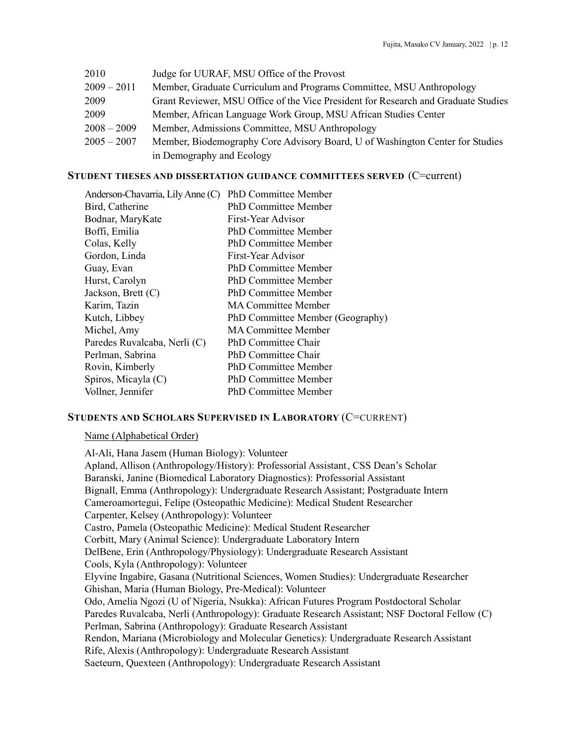| | |
|---|---|
| 2010 | Judge for UURAF, MSU Office of the Provost |
| 2009 – 2011 | Member, Graduate Curriculum and Programs Committee, MSU Anthropology |
| 2009 | Grant Reviewer, MSU Office of the Vice President for Research and Graduate Studies |
| 2009 | Member, African Language Work Group, MSU African Studies Center |
| 2008 – 2009 | Member, Admissions Committee, MSU Anthropology |
| 2005 – 2007 | Member, Biodemography Core Advisory Board, U of Washington Center for Studies in Demography and Ecology |

## STUDENT THESES AND DISSERTATION GUIDANCE COMMITTEES SERVED (C=current)

| | |
|---|---|
| Anderson-Chavarria, Lily Anne (C) | PhD Committee Member |
| Bird, Catherine | PhD Committee Member |
| Bodnar, MaryKate | First-Year Advisor |
| Boffi, Emilia | PhD Committee Member |
| Colas, Kelly | PhD Committee Member |
| Gordon, Linda | First-Year Advisor |
| Guay, Evan | PhD Committee Member |
| Hurst, Carolyn | PhD Committee Member |
| Jackson, Brett (C) | PhD Committee Member |
| Karim, Tazin | MA Committee Member |
| Kutch, Libbey | PhD Committee Member (Geography) |
| Michel, Amy | MA Committee Member |
| Paredes Ruvalcaba, Nerli (C) | PhD Committee Chair |
| Perlman, Sabrina | PhD Committee Chair |
| Rovin, Kimberly | PhD Committee Member |
| Spiros, Micayla (C) | PhD Committee Member |
| Vollner, Jennifer | PhD Committee Member |

## STUDENTS AND SCHOLARS SUPERVISED IN LABORATORY (C=CURRENT)

Name (Alphabetical Order)

Al-Ali, Hana Jasem (Human Biology): Volunteer  
Apland, Allison (Anthropology/History): Professorial Assistant, CSS Dean's Scholar  
Baranski, Janine (Biomedical Laboratory Diagnostics): Professorial Assistant  
Bignall, Emma (Anthropology): Undergraduate Research Assistant; Postgraduate Intern  
Cameroamortegui, Felipe (Osteopathic Medicine): Medical Student Researcher  
Carpenter, Kelsey (Anthropology): Volunteer  
Castro, Pamela (Osteopathic Medicine): Medical Student Researcher  
Corbitt, Mary (Animal Science): Undergraduate Laboratory Intern  
DelBene, Erin (Anthropology/Physiology): Undergraduate Research Assistant  
Cools, Kyla (Anthropology): Volunteer  
Elyvine Ingabire, Gasana (Nutritional Sciences, Women Studies): Undergraduate Researcher  
Ghishan, Maria (Human Biology, Pre-Medical): Volunteer  
Odo, Amelia Ngozi (U of Nigeria, Nsukka): African Futures Program Postdoctoral Scholar  
Paredes Ruvalcaba, Nerli (Anthropology): Graduate Research Assistant; NSF Doctoral Fellow (C)  
Perlman, Sabrina (Anthropology): Graduate Research Assistant  
Rendon, Mariana (Microbiology and Molecular Genetics): Undergraduate Research Assistant  
Rife, Alexis (Anthropology): Undergraduate Research Assistant  
Saeteurn, Quexteen (Anthropology): Undergraduate Research Assistant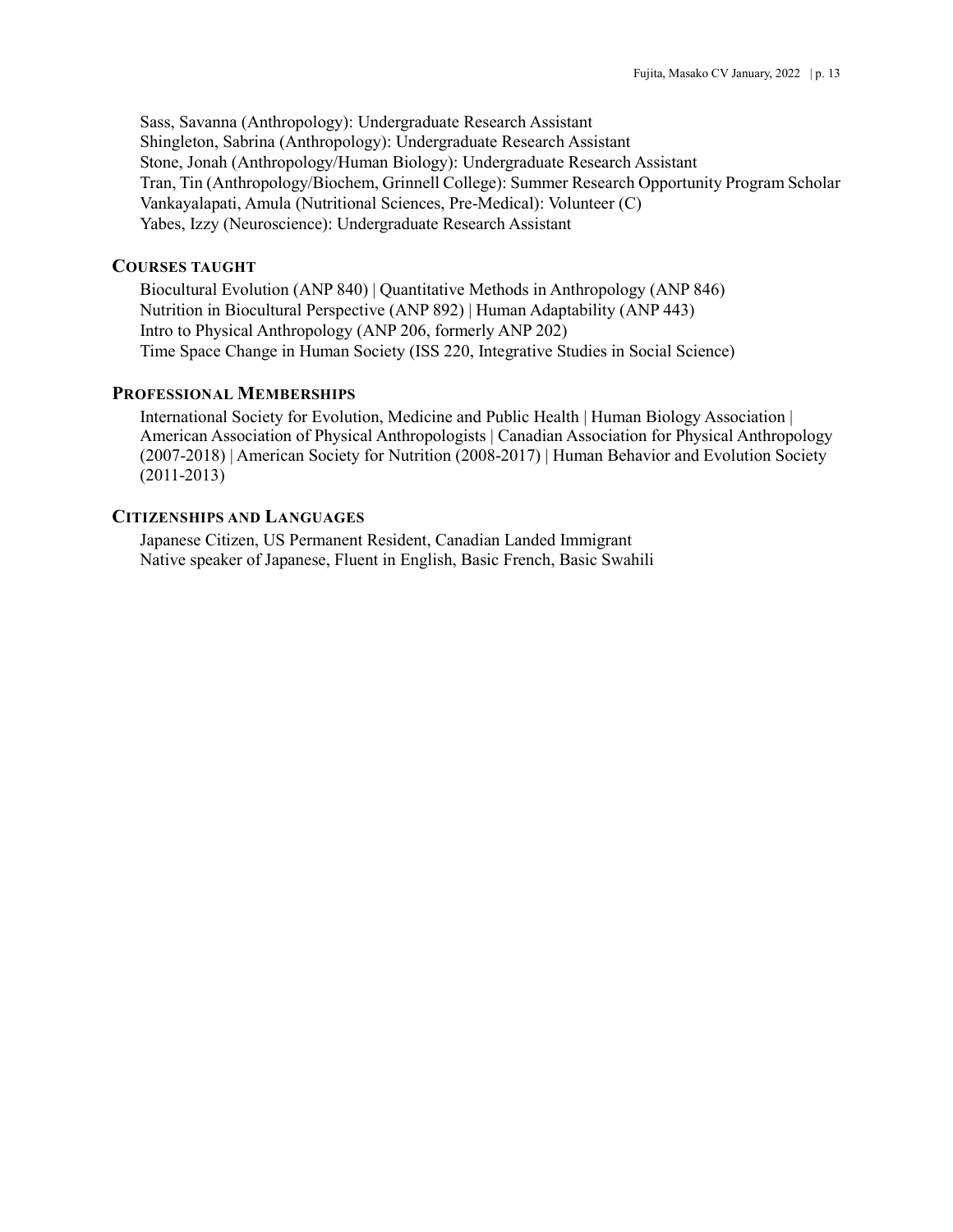Sass, Savanna (Anthropology): Undergraduate Research Assistant
Shingleton, Sabrina (Anthropology): Undergraduate Research Assistant
Stone, Jonah (Anthropology/Human Biology): Undergraduate Research Assistant
Tran, Tin (Anthropology/Biochem, Grinnell College): Summer Research Opportunity Program Scholar
Vankayalapati, Amula (Nutritional Sciences, Pre-Medical): Volunteer (C)
Yabes, Izzy (Neuroscience): Undergraduate Research Assistant

## COURSES TAUGHT

Biocultural Evolution (ANP 840) | Quantitative Methods in Anthropology (ANP 846)
Nutrition in Biocultural Perspective (ANP 892) | Human Adaptability (ANP 443)
Intro to Physical Anthropology (ANP 206, formerly ANP 202)
Time Space Change in Human Society (ISS 220, Integrative Studies in Social Science)

## PROFESSIONAL MEMBERSHIPS

International Society for Evolution, Medicine and Public Health | Human Biology Association | American Association of Physical Anthropologists | Canadian Association for Physical Anthropology (2007-2018) | American Society for Nutrition (2008-2017) | Human Behavior and Evolution Society (2011-2013)

## CITIZENSHIPS AND LANGUAGES

Japanese Citizen, US Permanent Resident, Canadian Landed Immigrant
Native speaker of Japanese, Fluent in English, Basic French, Basic Swahili